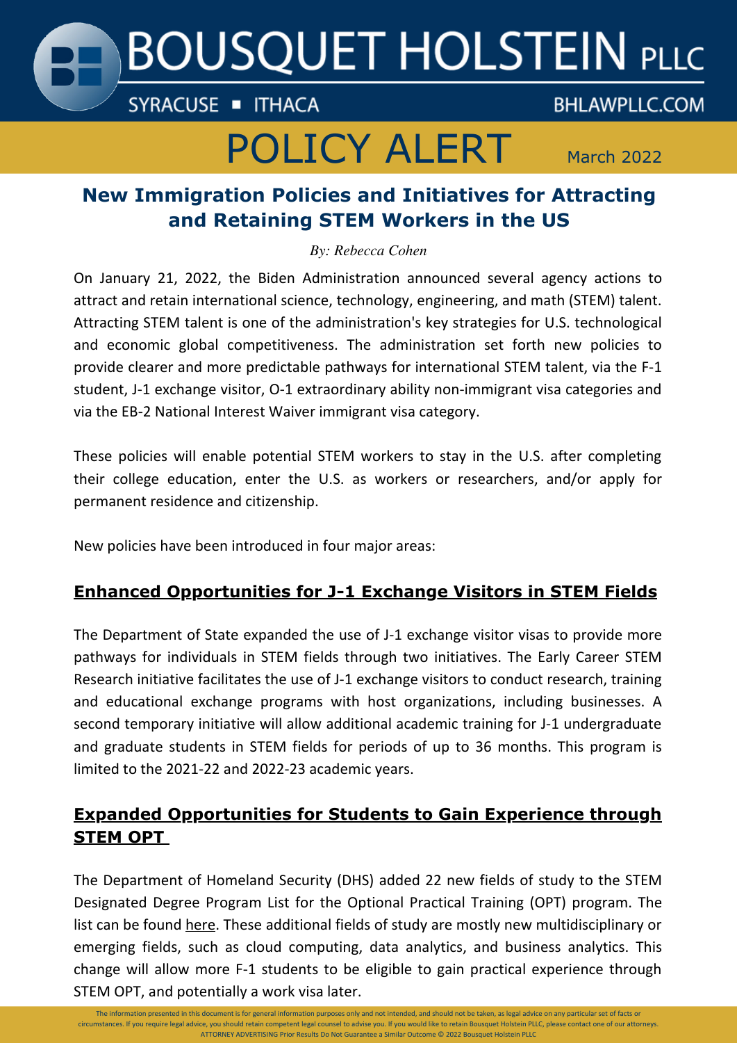# BOUSQUET HOLSTEIN PLLC

SYRACUSE ▪ ITHACA BHLAWPLLC.COM

# POLICY ALERT

March 2022

## New Immigration Policies and Initiatives for Attracting and Retaining STEM Workers in the US

*By: Rebecca Cohen*

On January 21, 2022, the Biden Administration announced several agency actions to attract and retain international science, technology, engineering, and math (STEM) talent. Attracting STEM talent is one of the administration's key strategies for U.S. technological and economic global competitiveness. The administration set forth new policies to provide clearer and more predictable pathways for international STEM talent, via the F-1 student, J-1 exchange visitor, O-1 extraordinary ability non-immigrant visa categories and via the EB-2 National Interest Waiver immigrant visa category.

These policies will enable potential STEM workers to stay in the U.S. after completing their college education, enter the U.S. as workers or researchers, and/or apply for permanent residence and citizenship.

New policies have been introduced in four major areas:

### Enhanced Opportunities for J-1 Exchange Visitors in STEM Fields

The Department of State expanded the use of J-1 exchange visitor visas to provide more pathways for individuals in STEM fields through two initiatives. The Early Career STEM Research initiative facilitates the use of J-1 exchange visitors to conduct research, training and educational exchange programs with host organizations, including businesses. A second temporary initiative will allow additional academic training for J-1 undergraduate and graduate students in STEM fields for periods of up to 36 months. This program is limited to the 2021-22 and 2022-23 academic years.

### Expanded Opportunities for Students to Gain Experience through STEM OPT

The Department of Homeland Security (DHS) added 22 new fields of study to the STEM Designated Degree Program List for the Optional Practical Training (OPT) program. The list can be found here. These additional fields of study are mostly new multidisciplinary or emerging fields, such as cloud computing, data analytics, and business analytics. This change will allow more F-1 students to be eligible to gain practical experience through STEM OPT, and potentially a work visa later.

The information presented in this document is for general information purposes only and not intended, and should not be taken, as legal advice on any particular set of facts or circumstances. If you require legal advice, you should retain competent legal counsel to advise you. If you would like to retain Bousquet Holstein PLLC, please contact one of our attorneys. ATTORNEY ADVERTISING Prior Results Do Not Guarantee a Similar Outcome © 2022 Bousquet Holstein PLLC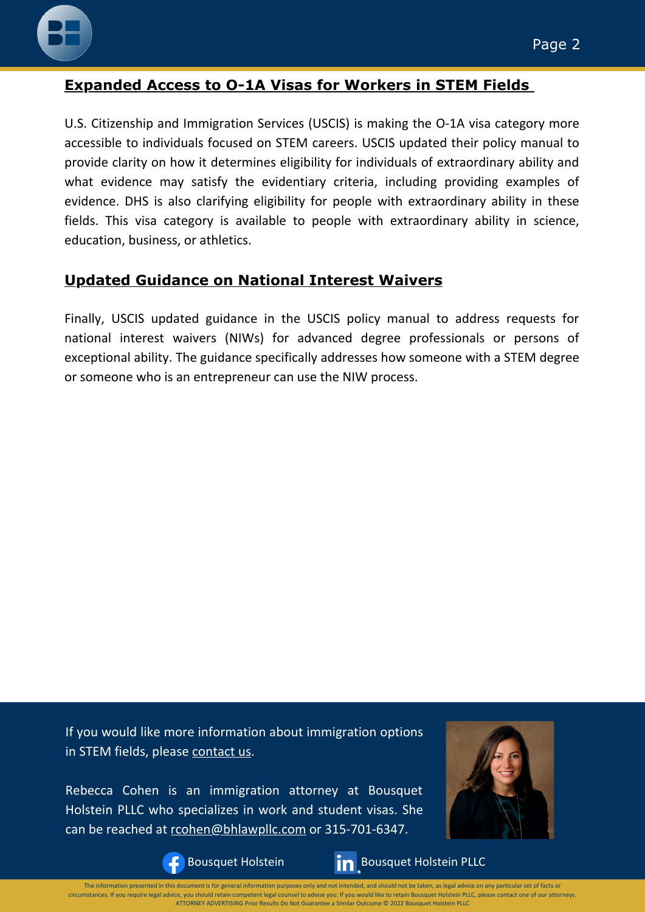## Expanded Access to O-1A Visas for Workers in STEM Fields

U.S. Citizenship and Immigration Services (USCIS) is making the O-1A visa category more accessible to individuals focused on STEM careers. USCIS updated their policy manual to provide clarity on how it determines eligibility for individuals of extraordinary ability and what evidence may satisfy the evidentiary criteria, including providing examples of evidence. DHS is also clarifying eligibility for people with extraordinary ability in these fields. This visa category is available to people with extraordinary ability in science, education, business, or athletics.

## Updated Guidance on National Interest Waivers

Finally, USCIS updated guidance in the USCIS policy manual to address requests for national interest waivers (NIWs) for advanced degree professionals or persons of exceptional ability. The guidance specifically addresses how someone with a STEM degree or someone who is an entrepreneur can use the NIW process.

If you would like more information about immigration options in STEM fields, please contact us.

Rebecca Cohen is an immigration attorney at Bousquet Holstein PLLC who specializes in work and student visas. She can be reached at rcohen@bhlawpllc.com or 315-701-6347.

Bousquet Holstein    Bousquet Holstein PLLC

The information presented in this document is for general information purposes only and not intended, and should not be taken, as legal advice on any particular set of facts or circumstances. If you require legal advice, you should retain competent legal counsel to advise you. If you would like to retain Bousquet Holstein PLLC, please contact one of our attorneys. ATTORNEY ADVERTISING Prior Results Do Not Guarantee a Similar Outcome © 2022 Bousquet Holstein PLLC